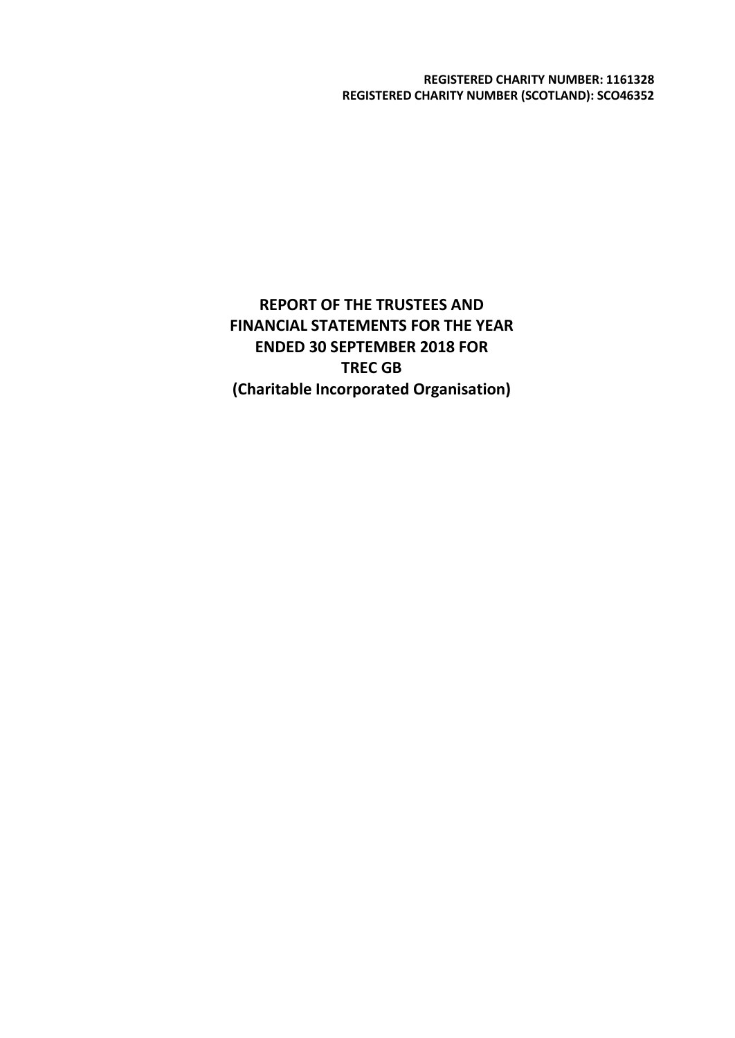**REGISTERED CHARITY NUMBER: 1161328**
**REGISTERED CHARITY NUMBER (SCOTLAND): SCO46352**

# REPORT OF THE TRUSTEES AND FINANCIAL STATEMENTS FOR THE YEAR ENDED 30 SEPTEMBER 2018 FOR TREC GB (Charitable Incorporated Organisation)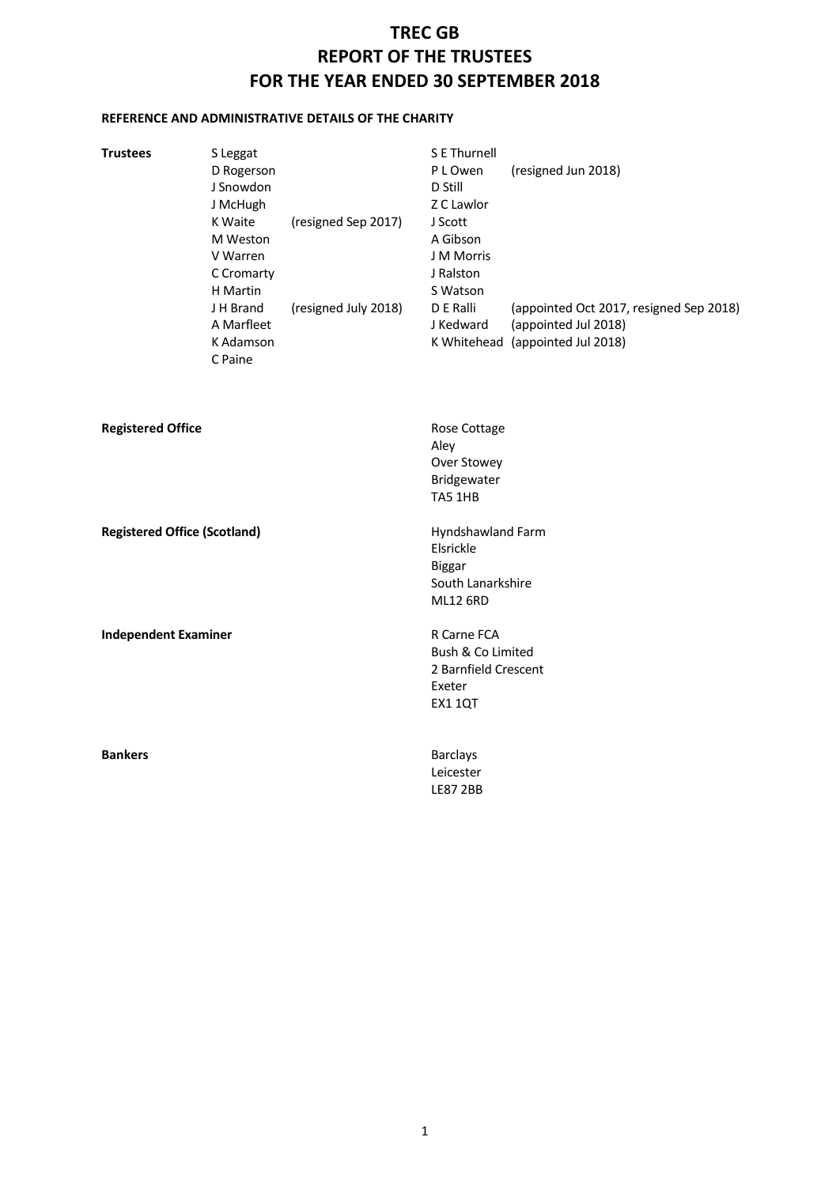# TREC GB
# REPORT OF THE TRUSTEES
# FOR THE YEAR ENDED 30 SEPTEMBER 2018

### REFERENCE AND ADMINISTRATIVE DETAILS OF THE CHARITY

**Trustees**

| | | | |
|---|---|---|---|
| S Leggat | | S E Thurnell | |
| D Rogerson | | P L Owen | (resigned Jun 2018) |
| J Snowdon | | D Still | |
| J McHugh | | Z C Lawlor | |
| K Waite | (resigned Sep 2017) | J Scott | |
| M Weston | | A Gibson | |
| V Warren | | J M Morris | |
| C Cromarty | | J Ralston | |
| H Martin | | S Watson | |
| J H Brand | (resigned July 2018) | D E Ralli | (appointed Oct 2017, resigned Sep 2018) |
| A Marfleet | | J Kedward | (appointed Jul 2018) |
| K Adamson | | K Whitehead | (appointed Jul 2018) |
| C Paine | | | |

**Registered Office**

Rose Cottage
Aley
Over Stowey
Bridgewater
TA5 1HB

**Registered Office (Scotland)**

Hyndshawland Farm
Elsrickle
Biggar
South Lanarkshire
ML12 6RD

**Independent Examiner**

R Carne FCA
Bush & Co Limited
2 Barnfield Crescent
Exeter
EX1 1QT

**Bankers**

Barclays
Leicester
LE87 2BB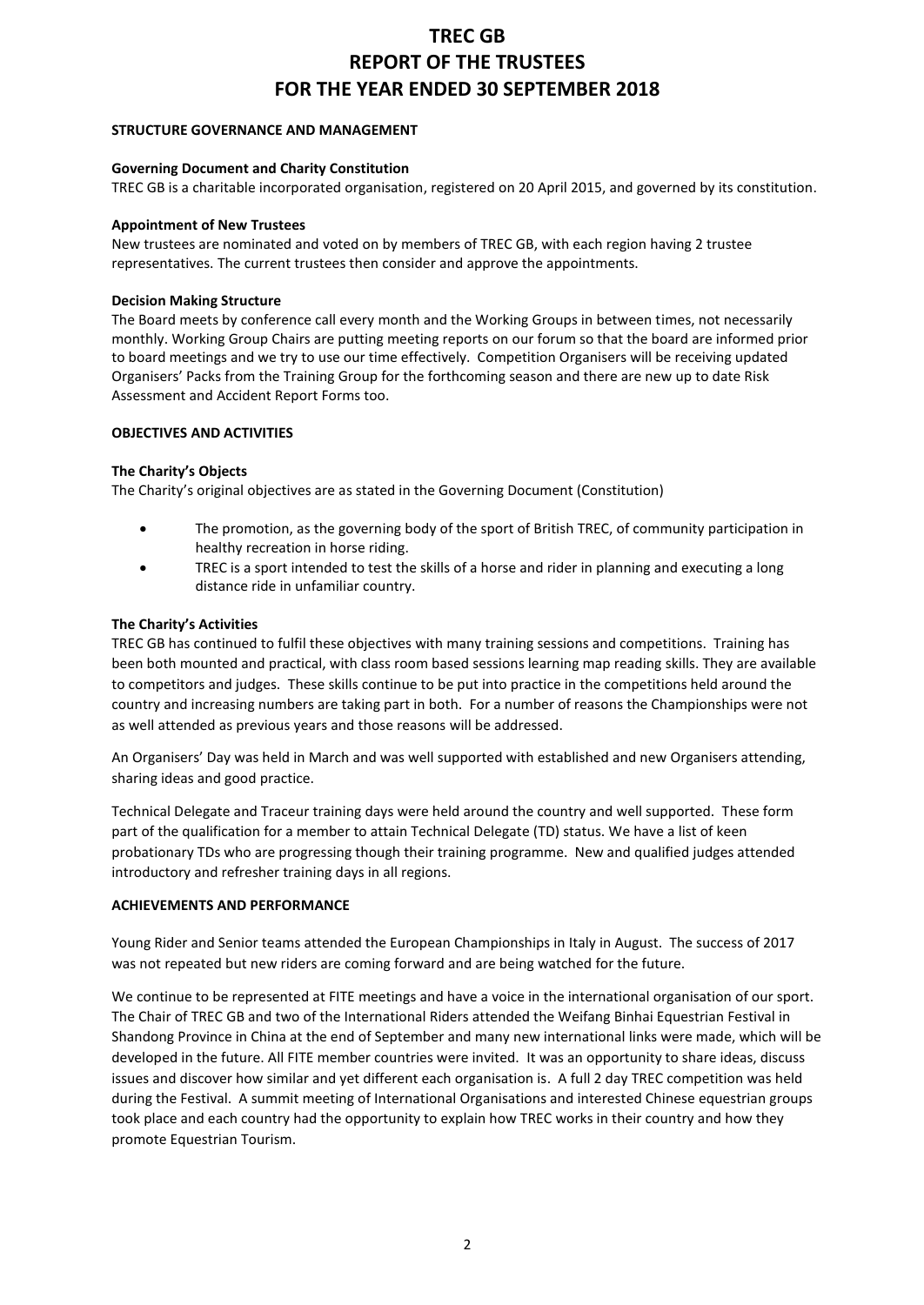# TREC GB
# REPORT OF THE TRUSTEES
# FOR THE YEAR ENDED 30 SEPTEMBER 2018

## STRUCTURE GOVERNANCE AND MANAGEMENT

### Governing Document and Charity Constitution

TREC GB is a charitable incorporated organisation, registered on 20 April 2015, and governed by its constitution.

### Appointment of New Trustees

New trustees are nominated and voted on by members of TREC GB, with each region having 2 trustee representatives. The current trustees then consider and approve the appointments.

### Decision Making Structure

The Board meets by conference call every month and the Working Groups in between times, not necessarily monthly. Working Group Chairs are putting meeting reports on our forum so that the board are informed prior to board meetings and we try to use our time effectively. Competition Organisers will be receiving updated Organisers' Packs from the Training Group for the forthcoming season and there are new up to date Risk Assessment and Accident Report Forms too.

## OBJECTIVES AND ACTIVITIES

### The Charity's Objects

The Charity's original objectives are as stated in the Governing Document (Constitution)

- The promotion, as the governing body of the sport of British TREC, of community participation in healthy recreation in horse riding.
- TREC is a sport intended to test the skills of a horse and rider in planning and executing a long distance ride in unfamiliar country.

### The Charity's Activities

TREC GB has continued to fulfil these objectives with many training sessions and competitions. Training has been both mounted and practical, with class room based sessions learning map reading skills. They are available to competitors and judges. These skills continue to be put into practice in the competitions held around the country and increasing numbers are taking part in both. For a number of reasons the Championships were not as well attended as previous years and those reasons will be addressed.

An Organisers' Day was held in March and was well supported with established and new Organisers attending, sharing ideas and good practice.

Technical Delegate and Traceur training days were held around the country and well supported. These form part of the qualification for a member to attain Technical Delegate (TD) status. We have a list of keen probationary TDs who are progressing though their training programme. New and qualified judges attended introductory and refresher training days in all regions.

## ACHIEVEMENTS AND PERFORMANCE

Young Rider and Senior teams attended the European Championships in Italy in August. The success of 2017 was not repeated but new riders are coming forward and are being watched for the future.

We continue to be represented at FITE meetings and have a voice in the international organisation of our sport. The Chair of TREC GB and two of the International Riders attended the Weifang Binhai Equestrian Festival in Shandong Province in China at the end of September and many new international links were made, which will be developed in the future. All FITE member countries were invited. It was an opportunity to share ideas, discuss issues and discover how similar and yet different each organisation is. A full 2 day TREC competition was held during the Festival. A summit meeting of International Organisations and interested Chinese equestrian groups took place and each country had the opportunity to explain how TREC works in their country and how they promote Equestrian Tourism.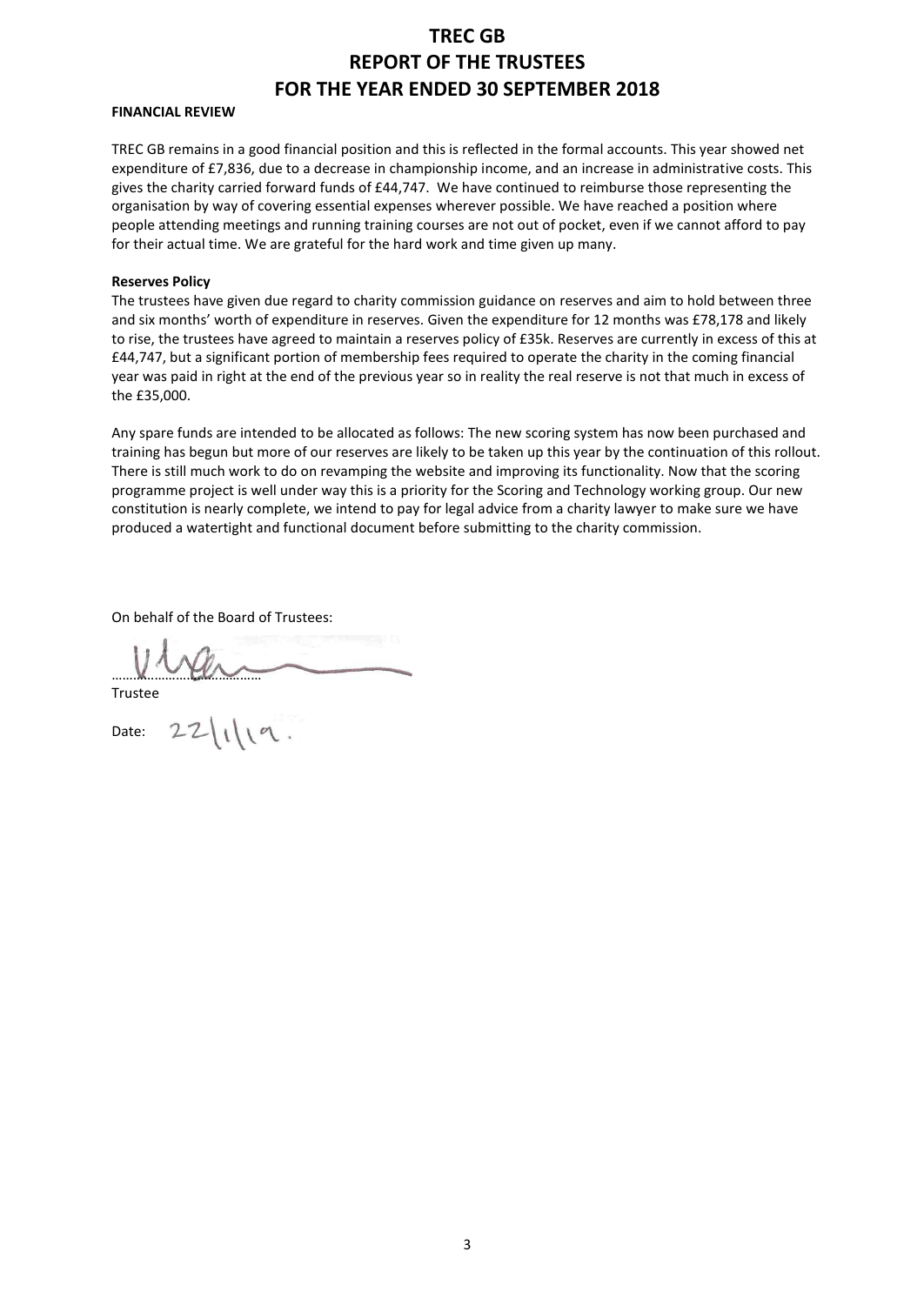# TREC GB
# REPORT OF THE TRUSTEES
# FOR THE YEAR ENDED 30 SEPTEMBER 2018

**FINANCIAL REVIEW**

TREC GB remains in a good financial position and this is reflected in the formal accounts. This year showed net expenditure of £7,836, due to a decrease in championship income, and an increase in administrative costs. This gives the charity carried forward funds of £44,747. We have continued to reimburse those representing the organisation by way of covering essential expenses wherever possible. We have reached a position where people attending meetings and running training courses are not out of pocket, even if we cannot afford to pay for their actual time. We are grateful for the hard work and time given up many.

**Reserves Policy**

The trustees have given due regard to charity commission guidance on reserves and aim to hold between three and six months' worth of expenditure in reserves. Given the expenditure for 12 months was £78,178 and likely to rise, the trustees have agreed to maintain a reserves policy of £35k. Reserves are currently in excess of this at £44,747, but a significant portion of membership fees required to operate the charity in the coming financial year was paid in right at the end of the previous year so in reality the real reserve is not that much in excess of the £35,000.

Any spare funds are intended to be allocated as follows: The new scoring system has now been purchased and training has begun but more of our reserves are likely to be taken up this year by the continuation of this rollout. There is still much work to do on revamping the website and improving its functionality. Now that the scoring programme project is well under way this is a priority for the Scoring and Technology working group. Our new constitution is nearly complete, we intend to pay for legal advice from a charity lawyer to make sure we have produced a watertight and functional document before submitting to the charity commission.

On behalf of the Board of Trustees:

......................................

Trustee

Date: 22/1/19.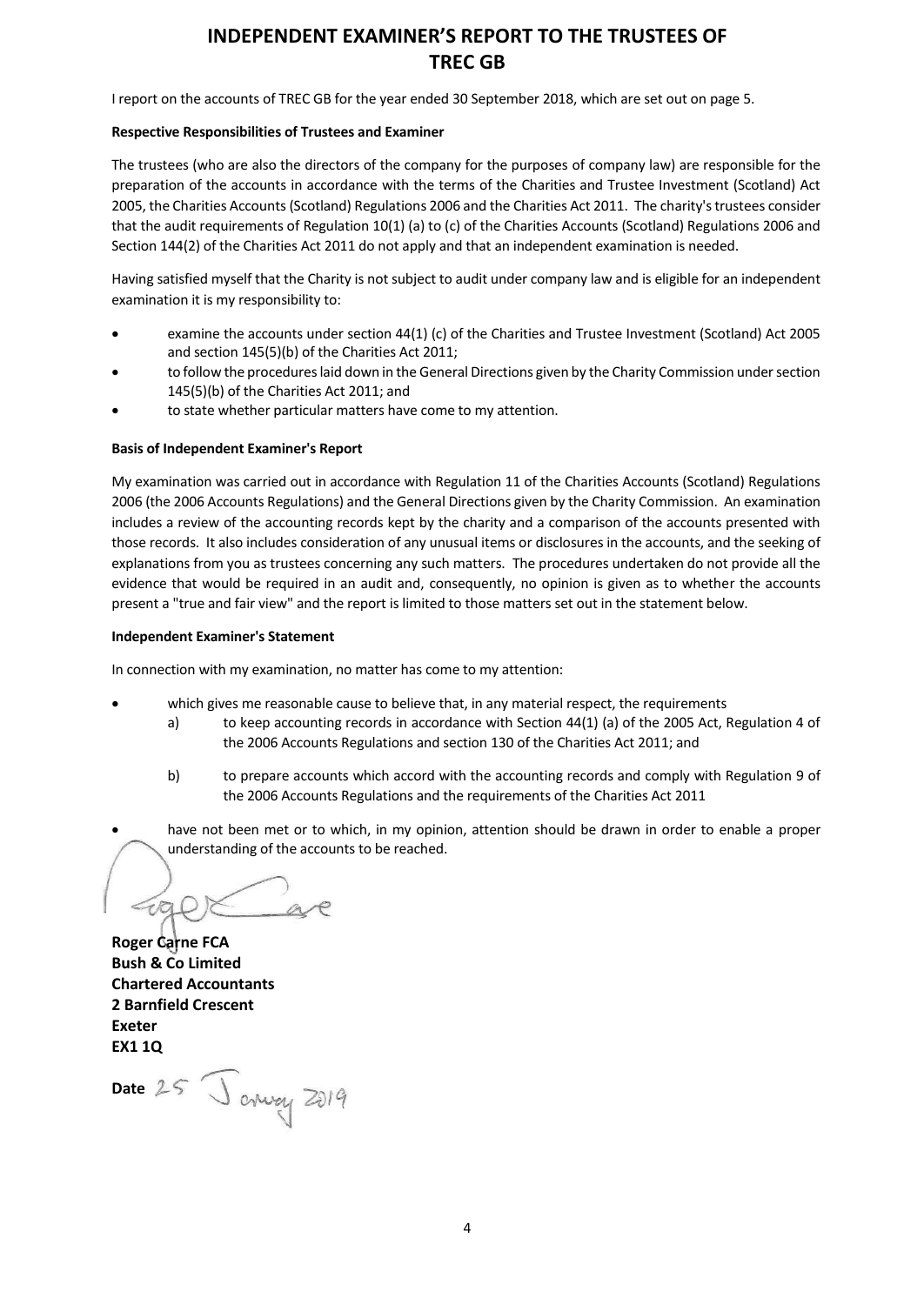# INDEPENDENT EXAMINER'S REPORT TO THE TRUSTEES OF TREC GB

I report on the accounts of TREC GB for the year ended 30 September 2018, which are set out on page 5.

**Respective Responsibilities of Trustees and Examiner**

The trustees (who are also the directors of the company for the purposes of company law) are responsible for the preparation of the accounts in accordance with the terms of the Charities and Trustee Investment (Scotland) Act 2005, the Charities Accounts (Scotland) Regulations 2006 and the Charities Act 2011. The charity's trustees consider that the audit requirements of Regulation 10(1) (a) to (c) of the Charities Accounts (Scotland) Regulations 2006 and Section 144(2) of the Charities Act 2011 do not apply and that an independent examination is needed.

Having satisfied myself that the Charity is not subject to audit under company law and is eligible for an independent examination it is my responsibility to:

- examine the accounts under section 44(1) (c) of the Charities and Trustee Investment (Scotland) Act 2005 and section 145(5)(b) of the Charities Act 2011;
- to follow the procedures laid down in the General Directions given by the Charity Commission under section 145(5)(b) of the Charities Act 2011; and
- to state whether particular matters have come to my attention.

**Basis of Independent Examiner's Report**

My examination was carried out in accordance with Regulation 11 of the Charities Accounts (Scotland) Regulations 2006 (the 2006 Accounts Regulations) and the General Directions given by the Charity Commission. An examination includes a review of the accounting records kept by the charity and a comparison of the accounts presented with those records. It also includes consideration of any unusual items or disclosures in the accounts, and the seeking of explanations from you as trustees concerning any such matters. The procedures undertaken do not provide all the evidence that would be required in an audit and, consequently, no opinion is given as to whether the accounts present a "true and fair view" and the report is limited to those matters set out in the statement below.

**Independent Examiner's Statement**

In connection with my examination, no matter has come to my attention:

- which gives me reasonable cause to believe that, in any material respect, the requirements
  - a) to keep accounting records in accordance with Section 44(1) (a) of the 2005 Act, Regulation 4 of the 2006 Accounts Regulations and section 130 of the Charities Act 2011; and
  - b) to prepare accounts which accord with the accounting records and comply with Regulation 9 of the 2006 Accounts Regulations and the requirements of the Charities Act 2011
- have not been met or to which, in my opinion, attention should be drawn in order to enable a proper understanding of the accounts to be reached.

**Roger Carne FCA**
**Bush & Co Limited**
**Chartered Accountants**
**2 Barnfield Crescent**
**Exeter**
**EX1 1Q**

**Date** 25 January 2019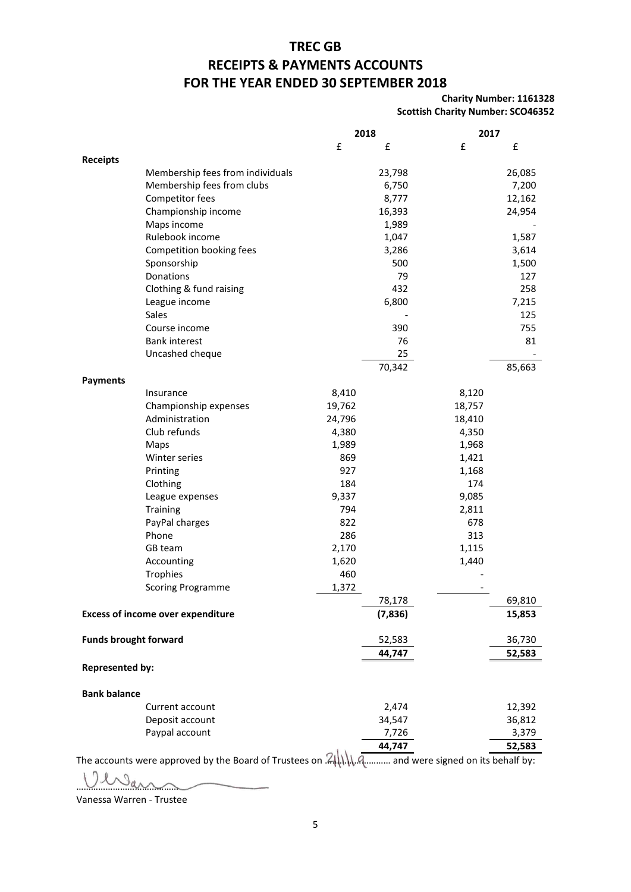# TREC GB

## RECEIPTS & PAYMENTS ACCOUNTS

## FOR THE YEAR ENDED 30 SEPTEMBER 2018

**Charity Number: 1161328**
**Scottish Charity Number: SCO46352**

| | 2018 | | 2017 | |
|---|---|---|---|---|
| | £ | £ | £ | £ |
| **Receipts** | | | | |
| Membership fees from individuals | | 23,798 | | 26,085 |
| Membership fees from clubs | | 6,750 | | 7,200 |
| Competitor fees | | 8,777 | | 12,162 |
| Championship income | | 16,393 | | 24,954 |
| Maps income | | 1,989 | | - |
| Rulebook income | | 1,047 | | 1,587 |
| Competition booking fees | | 3,286 | | 3,614 |
| Sponsorship | | 500 | | 1,500 |
| Donations | | 79 | | 127 |
| Clothing & fund raising | | 432 | | 258 |
| League income | | 6,800 | | 7,215 |
| Sales | | - | | 125 |
| Course income | | 390 | | 755 |
| Bank interest | | 76 | | 81 |
| Uncashed cheque | | 25 | | - |
| | | 70,342 | | 85,663 |
| **Payments** | | | | |
| Insurance | 8,410 | | 8,120 | |
| Championship expenses | 19,762 | | 18,757 | |
| Administration | 24,796 | | 18,410 | |
| Club refunds | 4,380 | | 4,350 | |
| Maps | 1,989 | | 1,968 | |
| Winter series | 869 | | 1,421 | |
| Printing | 927 | | 1,168 | |
| Clothing | 184 | | 174 | |
| League expenses | 9,337 | | 9,085 | |
| Training | 794 | | 2,811 | |
| PayPal charges | 822 | | 678 | |
| Phone | 286 | | 313 | |
| GB team | 2,170 | | 1,115 | |
| Accounting | 1,620 | | 1,440 | |
| Trophies | 460 | | - | |
| Scoring Programme | 1,372 | | - | |
| | | 78,178 | | 69,810 |
| **Excess of income over expenditure** | | **(7,836)** | | **15,853** |
| **Funds brought forward** | | 52,583 | | 36,730 |
| | | **44,747** | | **52,583** |
| **Represented by:** | | | | |
| **Bank balance** | | | | |
| Current account | | 2,474 | | 12,392 |
| Deposit account | | 34,547 | | 36,812 |
| Paypal account | | 7,726 | | 3,379 |
| | | **44,747** | | **52,583** |

The accounts were approved by the Board of Trustees on 24/1/19 and were signed on its behalf by:

Vanessa Warren - Trustee